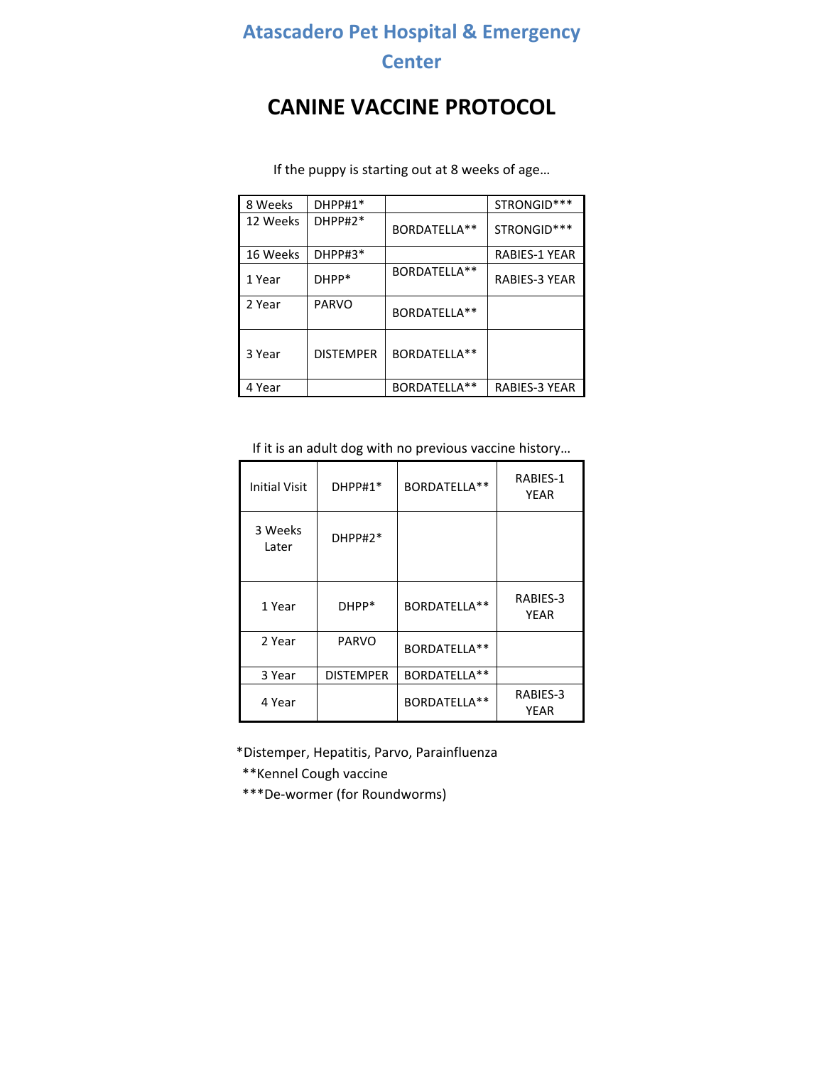# Atascadero Pet Hospital & Emergency Center

## CANINE VACCINE PROTOCOL

If the puppy is starting out at 8 weeks of age…

| | | | |
|---|---|---|---|
| 8 Weeks | DHPP#1* | | STRONGID*** |
| 12 Weeks | DHPP#2* | BORDATELLA** | STRONGID*** |
| 16 Weeks | DHPP#3* | | RABIES-1 YEAR |
| 1 Year | DHPP* | BORDATELLA** | RABIES-3 YEAR |
| 2 Year | PARVO | BORDATELLA** | |
| 3 Year | DISTEMPER | BORDATELLA** | |
| 4 Year | | BORDATELLA** | RABIES-3 YEAR |

If it is an adult dog with no previous vaccine history…

| | | | |
|---|---|---|---|
| Initial Visit | DHPP#1* | BORDATELLA** | RABIES-1 YEAR |
| 3 Weeks Later | DHPP#2* | | |
| 1 Year | DHPP* | BORDATELLA** | RABIES-3 YEAR |
| 2 Year | PARVO | BORDATELLA** | |
| 3 Year | DISTEMPER | BORDATELLA** | |
| 4 Year | | BORDATELLA** | RABIES-3 YEAR |

*Distemper, Hepatitis, Parvo, Parainfluenza

**Kennel Cough vaccine

***De-wormer (for Roundworms)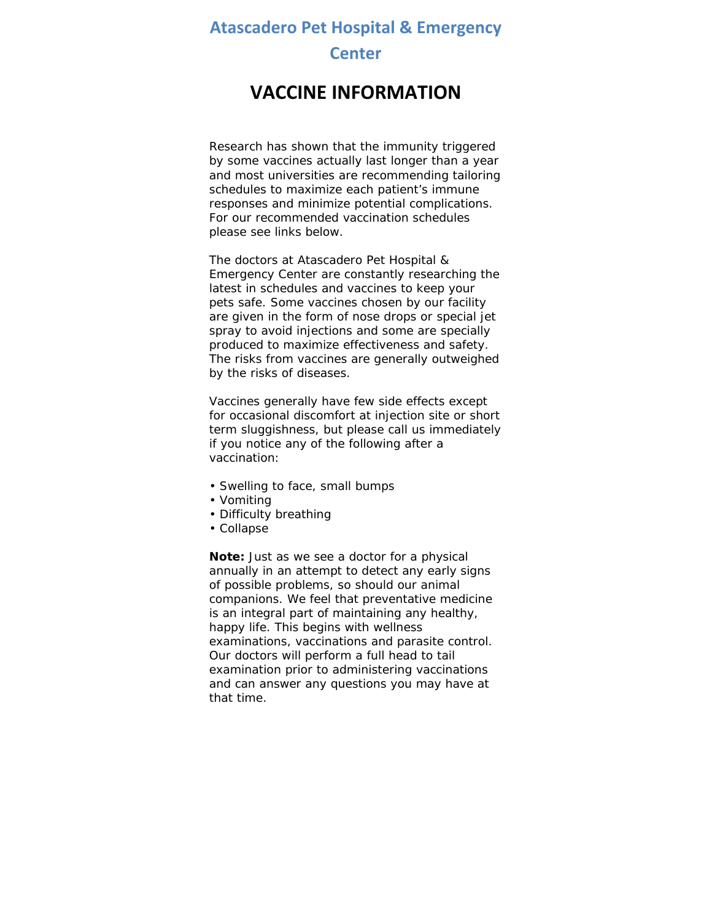# Atascadero Pet Hospital & Emergency Center

## VACCINE INFORMATION

Research has shown that the immunity triggered by some vaccines actually last longer than a year and most universities are recommending tailoring schedules to maximize each patient's immune responses and minimize potential complications. For our recommended vaccination schedules please see links below.

The doctors at Atascadero Pet Hospital & Emergency Center are constantly researching the latest in schedules and vaccines to keep your pets safe. Some vaccines chosen by our facility are given in the form of nose drops or special jet spray to avoid injections and some are specially produced to maximize effectiveness and safety. The risks from vaccines are generally outweighed by the risks of diseases.

Vaccines generally have few side effects except for occasional discomfort at injection site or short term sluggishness, but please call us immediately if you notice any of the following after a vaccination:

- Swelling to face, small bumps
- Vomiting
- Difficulty breathing
- Collapse

**Note:** Just as we see a doctor for a physical annually in an attempt to detect any early signs of possible problems, so should our animal companions. We feel that preventative medicine is an integral part of maintaining any healthy, happy life. This begins with wellness examinations, vaccinations and parasite control. Our doctors will perform a full head to tail examination prior to administering vaccinations and can answer any questions you may have at that time.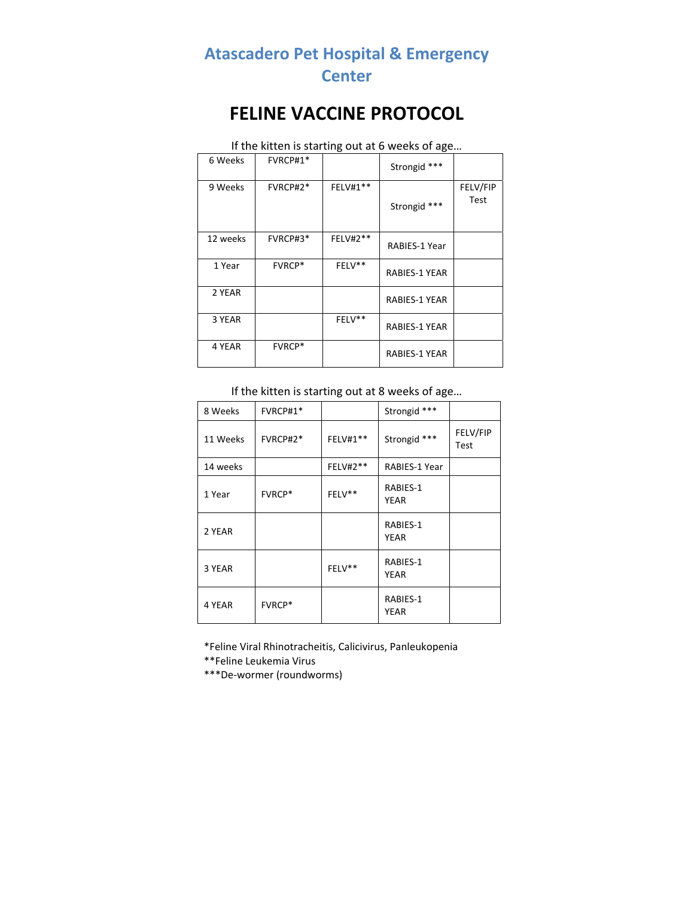# Atascadero Pet Hospital & Emergency Center

## FELINE VACCINE PROTOCOL

If the kitten is starting out at 6 weeks of age…

| | | | | |
|---|---|---|---|---|
| 6 Weeks | FVRCP#1* | | Strongid *** | |
| 9 Weeks | FVRCP#2* | FELV#1** | Strongid *** | FELV/FIP Test |
| 12 weeks | FVRCP#3* | FELV#2** | RABIES-1 Year | |
| 1 Year | FVRCP* | FELV** | RABIES-1 YEAR | |
| 2 YEAR | | | RABIES-1 YEAR | |
| 3 YEAR | | FELV** | RABIES-1 YEAR | |
| 4 YEAR | FVRCP* | | RABIES-1 YEAR | |

If the kitten is starting out at 8 weeks of age…

| | | | | |
|---|---|---|---|---|
| 8 Weeks | FVRCP#1* | | Strongid *** | |
| 11 Weeks | FVRCP#2* | FELV#1** | Strongid *** | FELV/FIP Test |
| 14 weeks | | FELV#2** | RABIES-1 Year | |
| 1 Year | FVRCP* | FELV** | RABIES-1 YEAR | |
| 2 YEAR | | | RABIES-1 YEAR | |
| 3 YEAR | | FELV** | RABIES-1 YEAR | |
| 4 YEAR | FVRCP* | | RABIES-1 YEAR | |

*Feline Viral Rhinotracheitis, Calicivirus, Panleukopenia
**Feline Leukemia Virus
***De-wormer (roundworms)